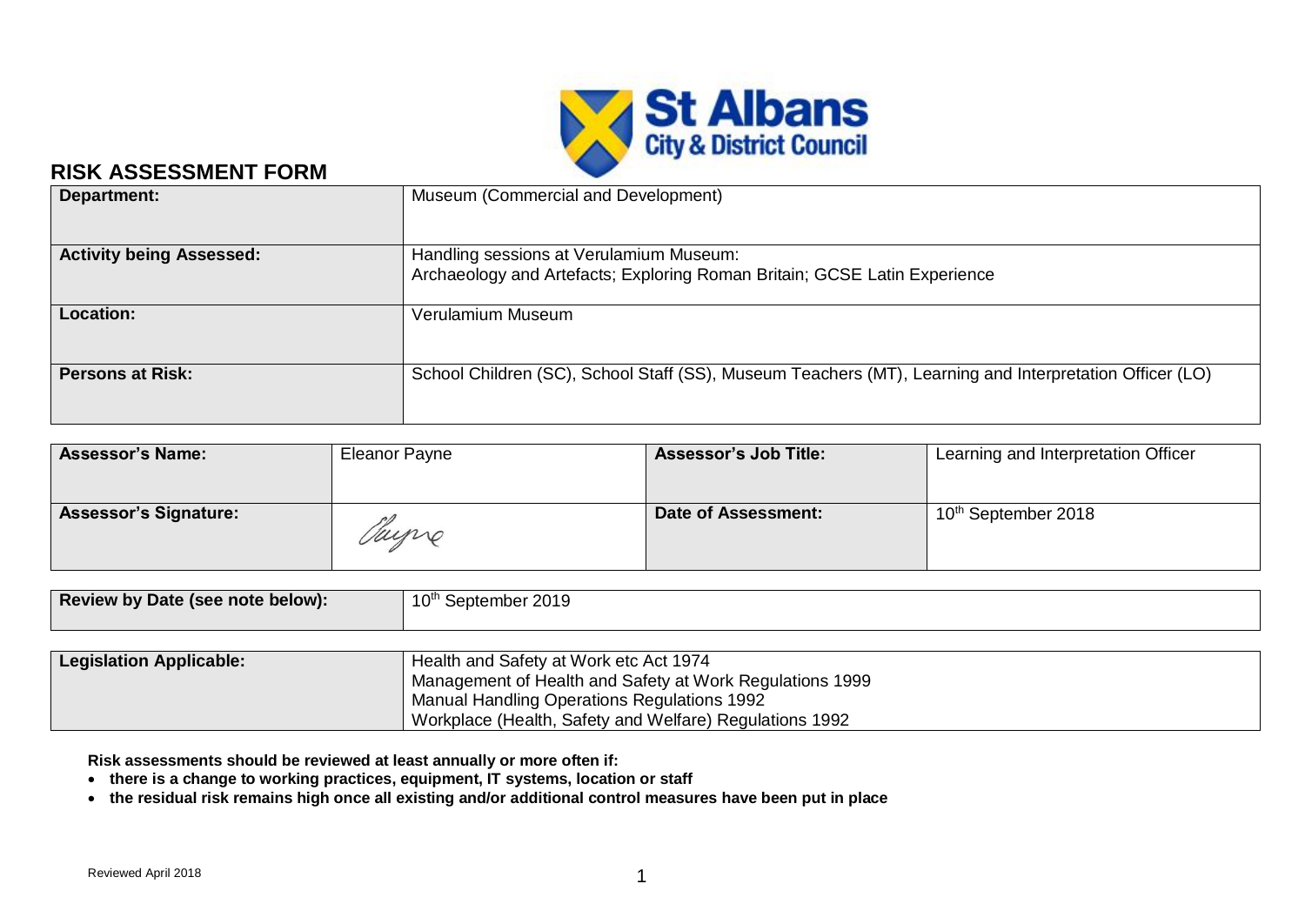St Albans City & District Council

# RISK ASSESSMENT FORM

| | |
|---|---|
| **Department:** | Museum (Commercial and Development) |
| **Activity being Assessed:** | Handling sessions at Verulamium Museum:<br>Archaeology and Artefacts; Exploring Roman Britain; GCSE Latin Experience |
| **Location:** | Verulamium Museum |
| **Persons at Risk:** | School Children (SC), School Staff (SS), Museum Teachers (MT), Learning and Interpretation Officer (LO) |

| | | | |
|---|---|---|---|
| **Assessor's Name:** | Eleanor Payne | **Assessor's Job Title:** | Learning and Interpretation Officer |
| **Assessor's Signature:** | EPayne | **Date of Assessment:** | 10th September 2018 |

| | |
|---|---|
| **Review by Date (see note below):** | 10th September 2019 |

| | |
|---|---|
| **Legislation Applicable:** | Health and Safety at Work etc Act 1974<br>Management of Health and Safety at Work Regulations 1999<br>Manual Handling Operations Regulations 1992<br>Workplace (Health, Safety and Welfare) Regulations 1992 |

**Risk assessments should be reviewed at least annually or more often if:**

- **there is a change to working practices, equipment, IT systems, location or staff**
- **the residual risk remains high once all existing and/or additional control measures have been put in place**

Reviewed April 2018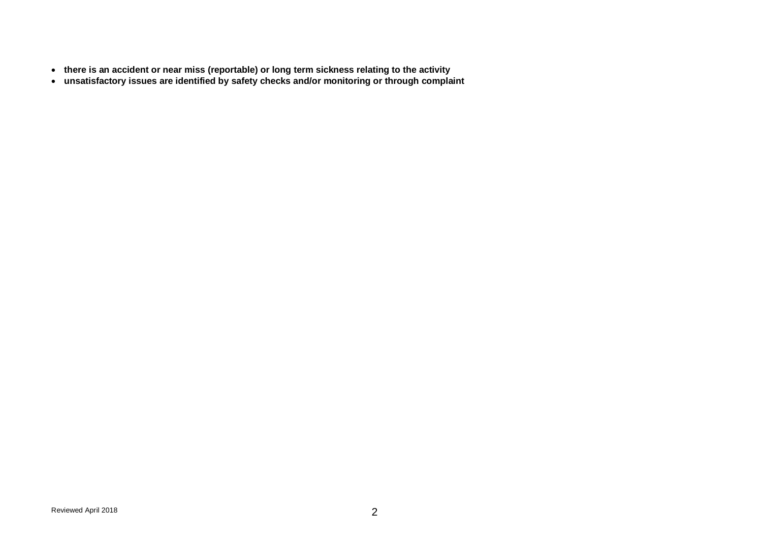- **there is an accident or near miss (reportable) or long term sickness relating to the activity**
- **unsatisfactory issues are identified by safety checks and/or monitoring or through complaint**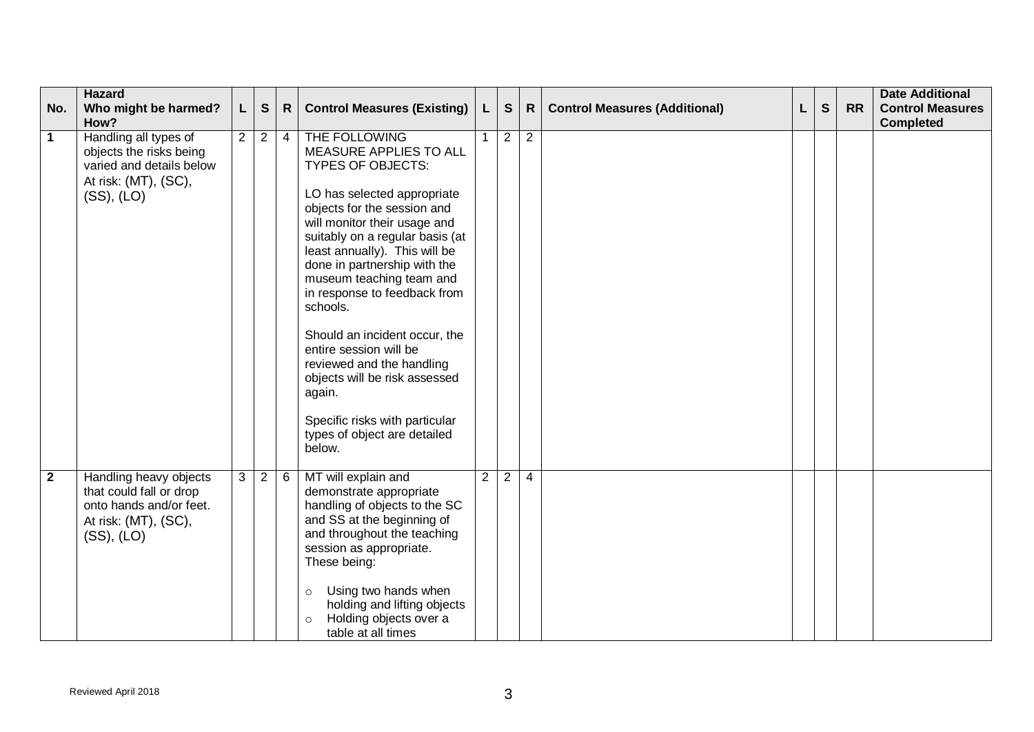| No. | Hazard<br>Who might be harmed?<br>How? | L | S | R | Control Measures (Existing) | L | S | R | Control Measures (Additional) | L | S | RR | Date Additional Control Measures Completed |
|---|---|---|---|---|---|---|---|---|---|---|---|---|---|
| **1** | Handling all types of objects the risks being varied and details below<br>At risk: (MT), (SC), (SS), (LO) | 2 | 2 | 4 | THE FOLLOWING MEASURE APPLIES TO ALL TYPES OF OBJECTS:<br><br>LO has selected appropriate objects for the session and will monitor their usage and suitably on a regular basis (at least annually). This will be done in partnership with the museum teaching team and in response to feedback from schools.<br><br>Should an incident occur, the entire session will be reviewed and the handling objects will be risk assessed again.<br><br>Specific risks with particular types of object are detailed below. | 1 | 2 | 2 | | | | | |
| **2** | Handling heavy objects that could fall or drop onto hands and/or feet.<br>At risk: (MT), (SC), (SS), (LO) | 3 | 2 | 6 | MT will explain and demonstrate appropriate handling of objects to the SC and SS at the beginning of and throughout the teaching session as appropriate. These being:<br><br>○ Using two hands when holding and lifting objects<br>○ Holding objects over a table at all times | 2 | 2 | 4 | | | | | |

Reviewed April 2018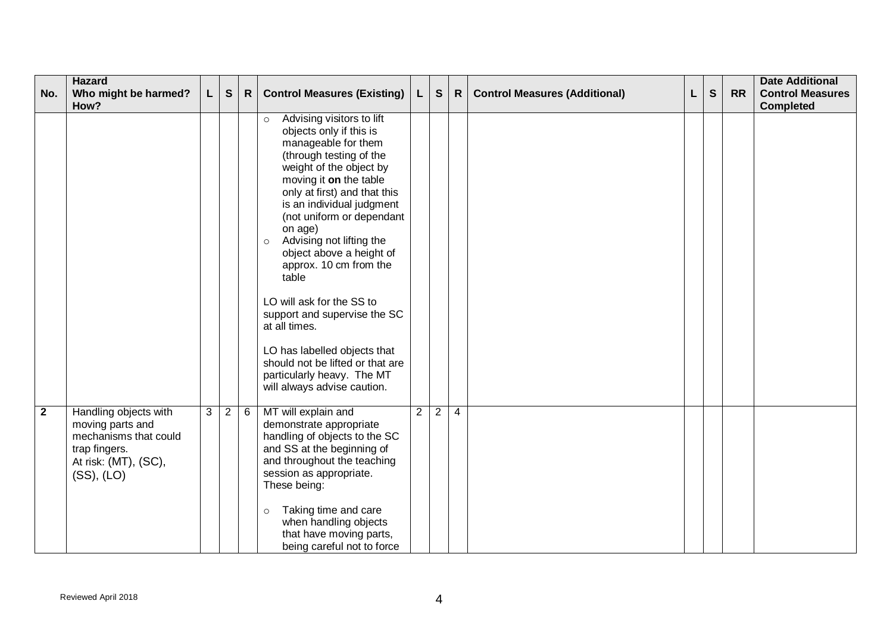| No. | Hazard<br>Who might be harmed?<br>How? | L | S | R | Control Measures (Existing) | L | S | R | Control Measures (Additional) | L | S | RR | Date Additional Control Measures Completed |
|---|---|---|---|---|---|---|---|---|---|---|---|---|---|
| | | | | | ○ Advising visitors to lift objects only if this is manageable for them (through testing of the weight of the object by moving it **on** the table only at first) and that this is an individual judgment (not uniform or dependant on age)<br>○ Advising not lifting the object above a height of approx. 10 cm from the table<br><br>LO will ask for the SS to support and supervise the SC at all times.<br><br>LO has labelled objects that should not be lifted or that are particularly heavy. The MT will always advise caution. | | | | | | | | |
| **2** | Handling objects with moving parts and mechanisms that could trap fingers.<br>At risk: (MT), (SC), (SS), (LO) | 3 | 2 | 6 | MT will explain and demonstrate appropriate handling of objects to the SC and SS at the beginning of and throughout the teaching session as appropriate. These being:<br><br>○ Taking time and care when handling objects that have moving parts, being careful not to force | 2 | 2 | 4 | | | | | |

Reviewed April 2018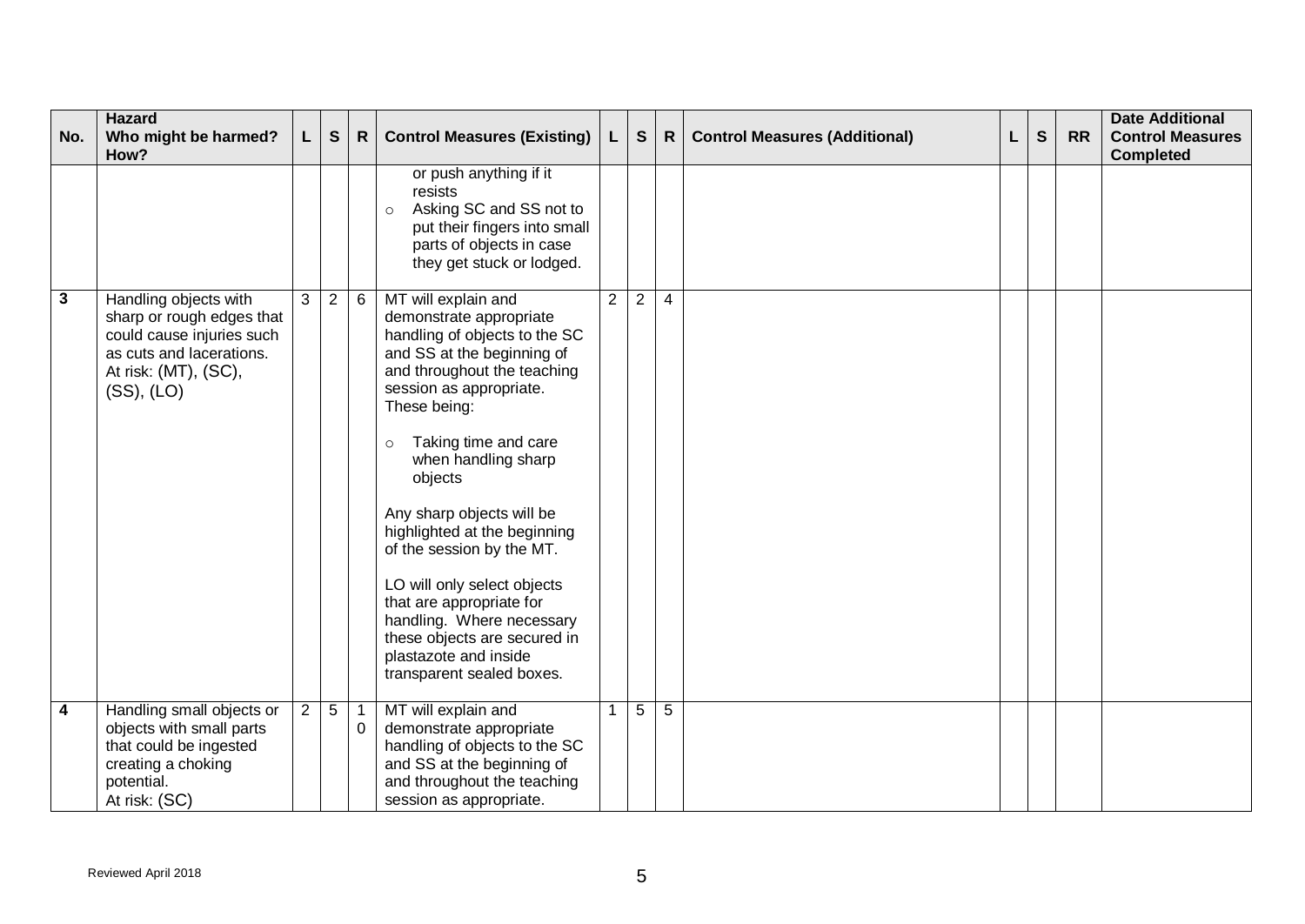| No. | Hazard<br>Who might be harmed?<br>How? | L | S | R | Control Measures (Existing) | L | S | R | Control Measures (Additional) | L | S | RR | Date Additional Control Measures Completed |
|---|---|---|---|---|---|---|---|---|---|---|---|---|---|
| | | | | | or push anything if it resists<br>○ Asking SC and SS not to put their fingers into small parts of objects in case they get stuck or lodged. | | | | | | | | |
| 3 | Handling objects with sharp or rough edges that could cause injuries such as cuts and lacerations.<br>At risk: (MT), (SC), (SS), (LO) | 3 | 2 | 6 | MT will explain and demonstrate appropriate handling of objects to the SC and SS at the beginning of and throughout the teaching session as appropriate. These being:<br>○ Taking time and care when handling sharp objects<br><br>Any sharp objects will be highlighted at the beginning of the session by the MT.<br><br>LO will only select objects that are appropriate for handling. Where necessary these objects are secured in plastazote and inside transparent sealed boxes. | 2 | 2 | 4 | | | | | |
| 4 | Handling small objects or objects with small parts that could be ingested creating a choking potential.<br>At risk: (SC) | 2 | 5 | 10 | MT will explain and demonstrate appropriate handling of objects to the SC and SS at the beginning of and throughout the teaching session as appropriate. | 1 | 5 | 5 | | | | | |

Reviewed April 2018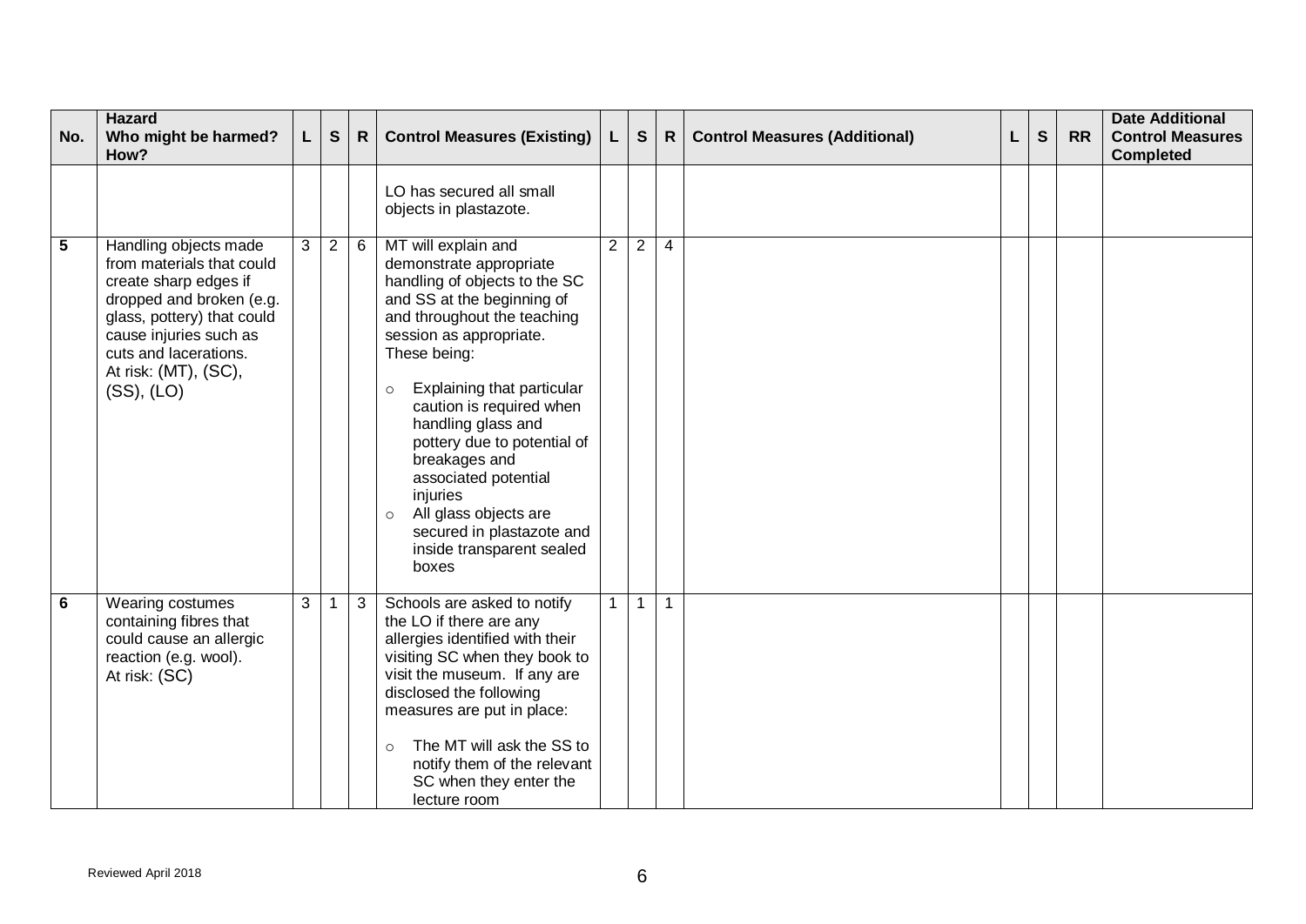| No. | Hazard<br>Who might be harmed?<br>How? | L | S | R | Control Measures (Existing) | L | S | R | Control Measures (Additional) | L | S | RR | Date Additional Control Measures Completed |
|---|---|---|---|---|---|---|---|---|---|---|---|---|---|
| | | | | | LO has secured all small objects in plastazote. | | | | | | | | |
| **5** | Handling objects made from materials that could create sharp edges if dropped and broken (e.g. glass, pottery) that could cause injuries such as cuts and lacerations.<br>At risk: (MT), (SC), (SS), (LO) | 3 | 2 | 6 | MT will explain and demonstrate appropriate handling of objects to the SC and SS at the beginning of and throughout the teaching session as appropriate. These being:<br>○ Explaining that particular caution is required when handling glass and pottery due to potential of breakages and associated potential injuries<br>○ All glass objects are secured in plastazote and inside transparent sealed boxes | 2 | 2 | 4 | | | | | |
| **6** | Wearing costumes containing fibres that could cause an allergic reaction (e.g. wool).<br>At risk: (SC) | 3 | 1 | 3 | Schools are asked to notify the LO if there are any allergies identified with their visiting SC when they book to visit the museum. If any are disclosed the following measures are put in place:<br>○ The MT will ask the SS to notify them of the relevant SC when they enter the lecture room | 1 | 1 | 1 | | | | | |

Reviewed April 2018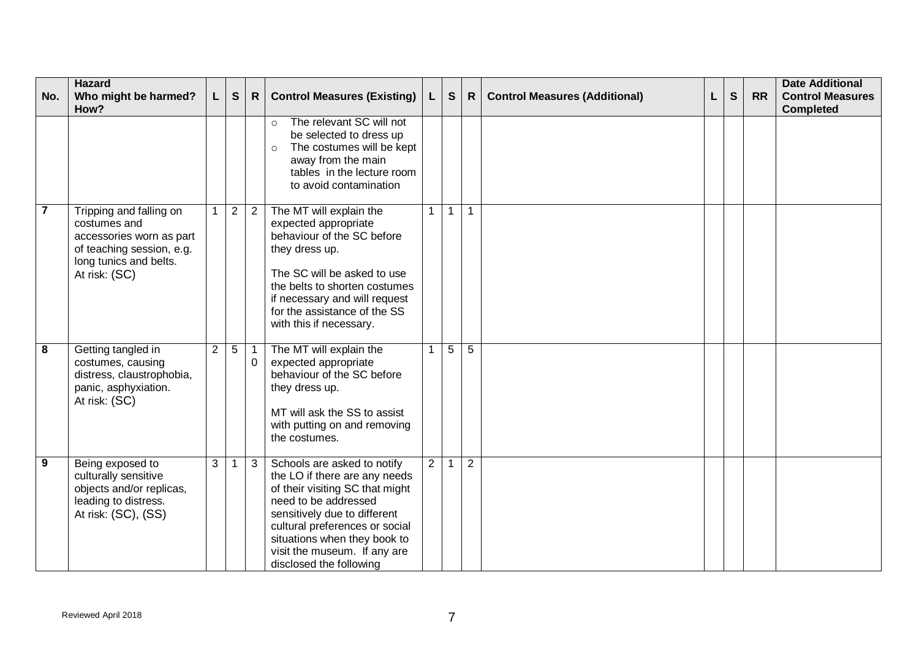| No. | Hazard<br>Who might be harmed?<br>How? | L | S | R | Control Measures (Existing) | L | S | R | Control Measures (Additional) | L | S | RR | Date Additional Control Measures Completed |
|---|---|---|---|---|---|---|---|---|---|---|---|---|---|
| | | | | | ○ The relevant SC will not be selected to dress up<br>○ The costumes will be kept away from the main tables in the lecture room to avoid contamination | | | | | | | | |
| 7 | Tripping and falling on costumes and accessories worn as part of teaching session, e.g. long tunics and belts.<br>At risk: (SC) | 1 | 2 | 2 | The MT will explain the expected appropriate behaviour of the SC before they dress up.<br><br>The SC will be asked to use the belts to shorten costumes if necessary and will request for the assistance of the SS with this if necessary. | 1 | 1 | 1 | | | | | |
| 8 | Getting tangled in costumes, causing distress, claustrophobia, panic, asphyxiation.<br>At risk: (SC) | 2 | 5 | 10 | The MT will explain the expected appropriate behaviour of the SC before they dress up.<br><br>MT will ask the SS to assist with putting on and removing the costumes. | 1 | 5 | 5 | | | | | |
| 9 | Being exposed to culturally sensitive objects and/or replicas, leading to distress.<br>At risk: (SC), (SS) | 3 | 1 | 3 | Schools are asked to notify the LO if there are any needs of their visiting SC that might need to be addressed sensitively due to different cultural preferences or social situations when they book to visit the museum. If any are disclosed the following | 2 | 1 | 2 | | | | | |

Reviewed April 2018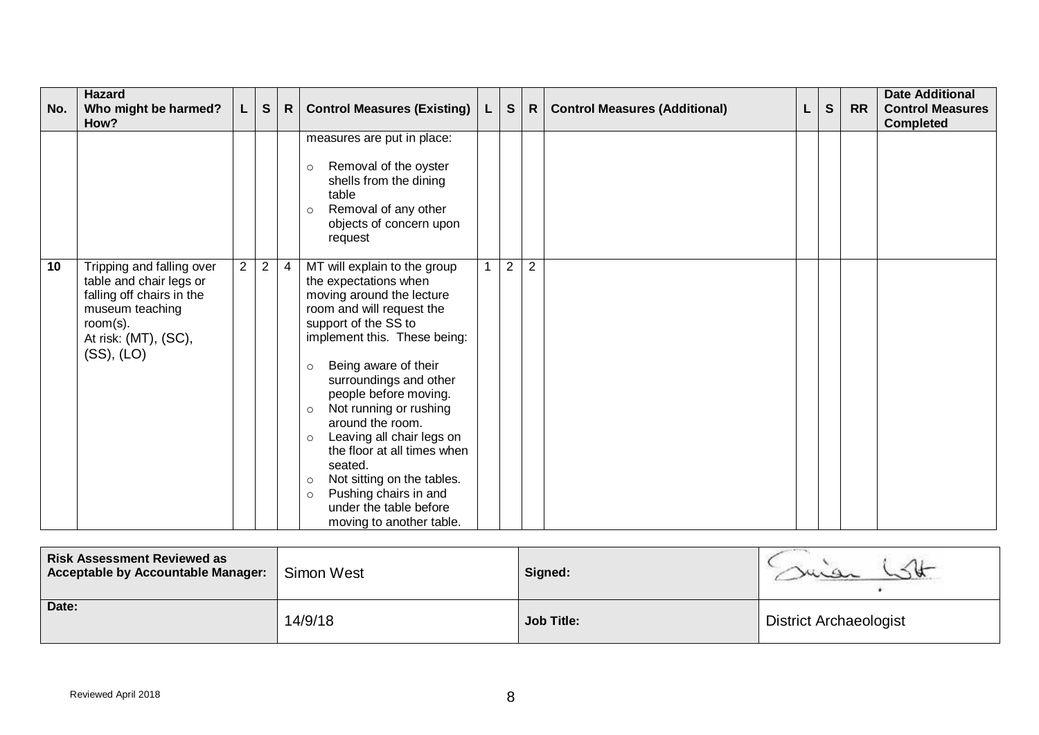| No. | Hazard<br>Who might be harmed?<br>How? | L | S | R | Control Measures (Existing) | L | S | R | Control Measures (Additional) | L | S | RR | Date Additional Control Measures Completed |
|---|---|---|---|---|---|---|---|---|---|---|---|---|---|
| | | | | | measures are put in place:<br>○ Removal of the oyster shells from the dining table<br>○ Removal of any other objects of concern upon request | | | | | | | | |
| 10 | Tripping and falling over table and chair legs or falling off chairs in the museum teaching room(s).<br>At risk: (MT), (SC), (SS), (LO) | 2 | 2 | 4 | MT will explain to the group the expectations when moving around the lecture room and will request the support of the SS to implement this. These being:<br>○ Being aware of their surroundings and other people before moving.<br>○ Not running or rushing around the room.<br>○ Leaving all chair legs on the floor at all times when seated.<br>○ Not sitting on the tables.<br>○ Pushing chairs in and under the table before moving to another table. | 1 | 2 | 2 | | | | | |

| Risk Assessment Reviewed as Acceptable by Accountable Manager: | Simon West | Signed: | [signature] |
|---|---|---|---|
| Date: | 14/9/18 | Job Title: | District Archaeologist |

Reviewed April 2018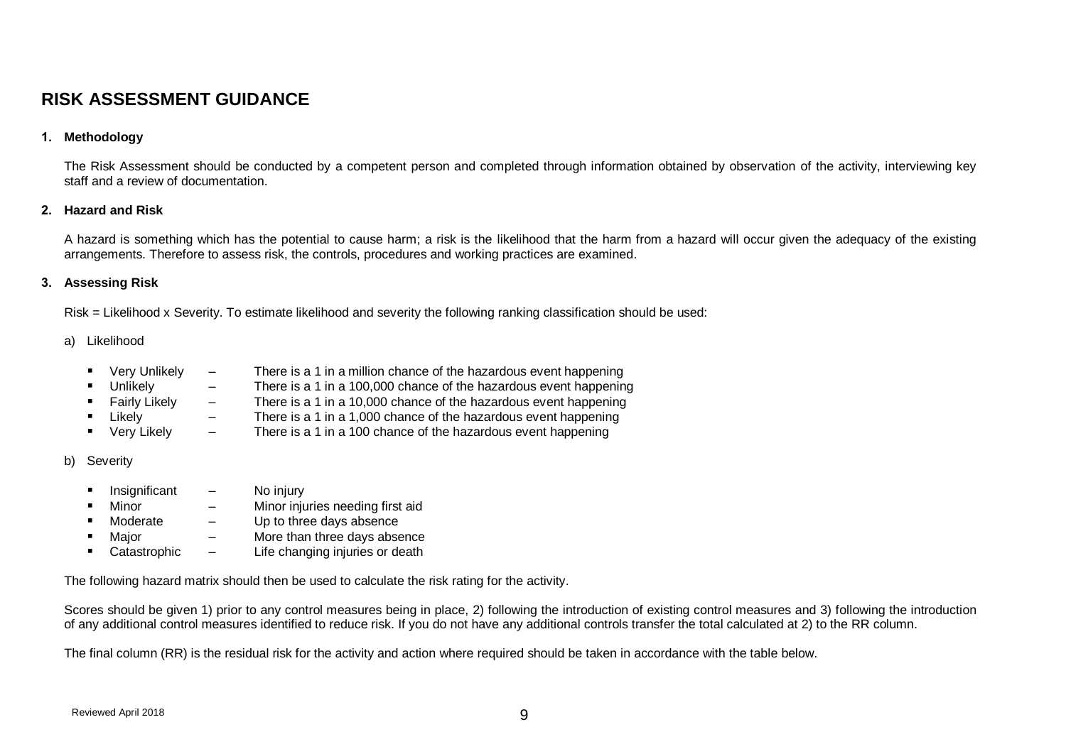# RISK ASSESSMENT GUIDANCE

**1. Methodology**

The Risk Assessment should be conducted by a competent person and completed through information obtained by observation of the activity, interviewing key staff and a review of documentation.

**2. Hazard and Risk**

A hazard is something which has the potential to cause harm; a risk is the likelihood that the harm from a hazard will occur given the adequacy of the existing arrangements. Therefore to assess risk, the controls, procedures and working practices are examined.

**3. Assessing Risk**

Risk = Likelihood x Severity. To estimate likelihood and severity the following ranking classification should be used:

a) Likelihood

- Very Unlikely – There is a 1 in a million chance of the hazardous event happening
- Unlikely – There is a 1 in a 100,000 chance of the hazardous event happening
- Fairly Likely – There is a 1 in a 10,000 chance of the hazardous event happening
- Likely – There is a 1 in a 1,000 chance of the hazardous event happening
- Very Likely – There is a 1 in a 100 chance of the hazardous event happening

b) Severity

- Insignificant – No injury
- Minor – Minor injuries needing first aid
- Moderate – Up to three days absence
- Major – More than three days absence
- Catastrophic – Life changing injuries or death

The following hazard matrix should then be used to calculate the risk rating for the activity.

Scores should be given 1) prior to any control measures being in place, 2) following the introduction of existing control measures and 3) following the introduction of any additional control measures identified to reduce risk. If you do not have any additional controls transfer the total calculated at 2) to the RR column.

The final column (RR) is the residual risk for the activity and action where required should be taken in accordance with the table below.

Reviewed April 2018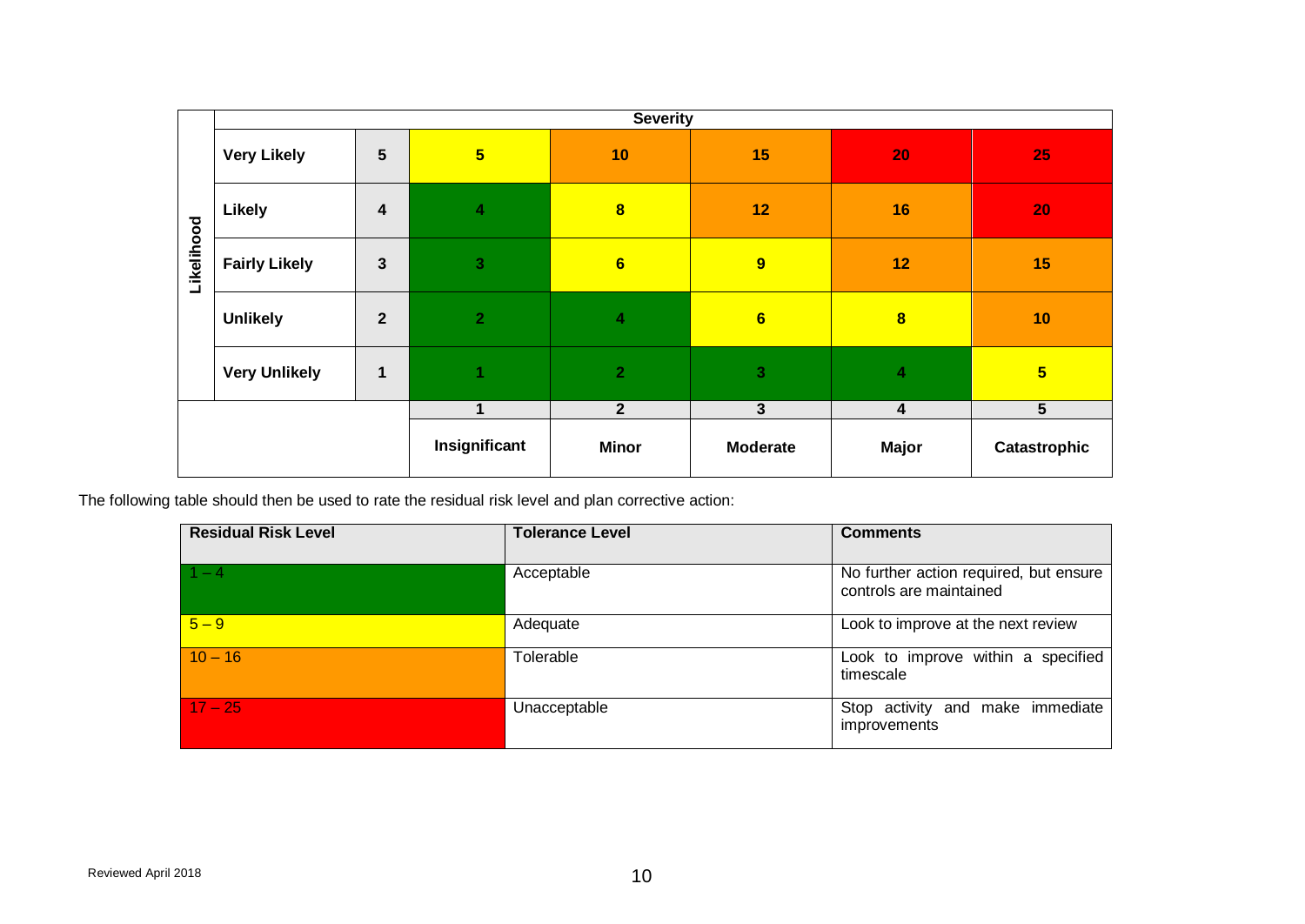| Likelihood | | Severity | | | | | |
|---|---|---|---|---|---|---|---|
| | **Very Likely** | **5** | **5** | **10** | **15** | **20** | **25** |
| | **Likely** | **4** | **4** | **8** | **12** | **16** | **20** |
| | **Fairly Likely** | **3** | **3** | **6** | **9** | **12** | **15** |
| | **Unlikely** | **2** | **2** | **4** | **6** | **8** | **10** |
| | **Very Unlikely** | **1** | **1** | **2** | **3** | **4** | **5** |
| | | | **1** | **2** | **3** | **4** | **5** |
| | | | **Insignificant** | **Minor** | **Moderate** | **Major** | **Catastrophic** |

The following table should then be used to rate the residual risk level and plan corrective action:

| **Residual Risk Level** | **Tolerance Level** | **Comments** |
|---|---|---|
| 1 – 4 | Acceptable | No further action required, but ensure controls are maintained |
| 5 – 9 | Adequate | Look to improve at the next review |
| 10 – 16 | Tolerable | Look to improve within a specified timescale |
| 17 – 25 | Unacceptable | Stop activity and make immediate improvements |

Reviewed April 2018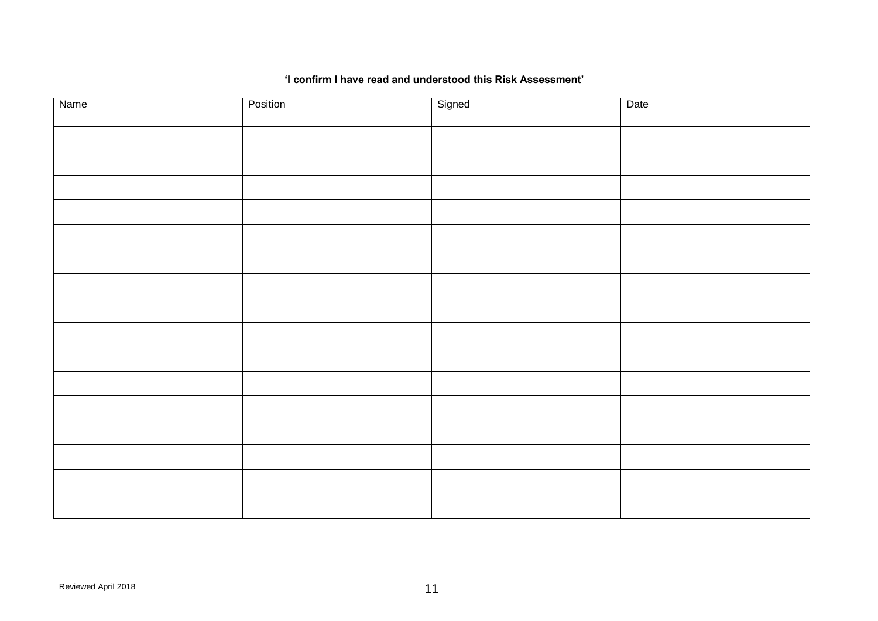**'I confirm I have read and understood this Risk Assessment'**

| Name | Position | Signed | Date |
|---|---|---|---|
| | | | |
| | | | |
| | | | |
| | | | |
| | | | |
| | | | |
| | | | |
| | | | |
| | | | |
| | | | |
| | | | |
| | | | |
| | | | |
| | | | |
| | | | |
| | | | |
| | | | |

Reviewed April 2018